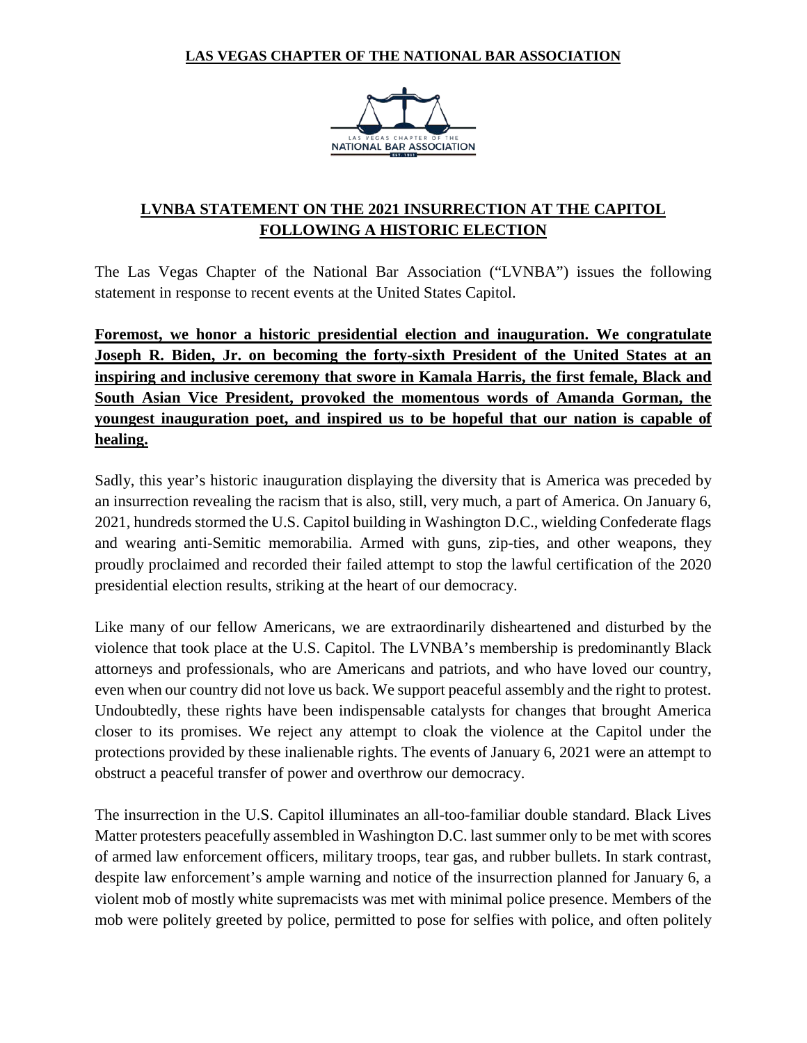**LAS VEGAS CHAPTER OF THE NATIONAL BAR ASSOCIATION**

# LVNBA STATEMENT ON THE 2021 INSURRECTION AT THE CAPITOL FOLLOWING A HISTORIC ELECTION

The Las Vegas Chapter of the National Bar Association ("LVNBA") issues the following statement in response to recent events at the United States Capitol.

**Foremost, we honor a historic presidential election and inauguration. We congratulate Joseph R. Biden, Jr. on becoming the forty-sixth President of the United States at an inspiring and inclusive ceremony that swore in Kamala Harris, the first female, Black and South Asian Vice President, provoked the momentous words of Amanda Gorman, the youngest inauguration poet, and inspired us to be hopeful that our nation is capable of healing.**

Sadly, this year's historic inauguration displaying the diversity that is America was preceded by an insurrection revealing the racism that is also, still, very much, a part of America. On January 6, 2021, hundreds stormed the U.S. Capitol building in Washington D.C., wielding Confederate flags and wearing anti-Semitic memorabilia. Armed with guns, zip-ties, and other weapons, they proudly proclaimed and recorded their failed attempt to stop the lawful certification of the 2020 presidential election results, striking at the heart of our democracy.

Like many of our fellow Americans, we are extraordinarily disheartened and disturbed by the violence that took place at the U.S. Capitol. The LVNBA's membership is predominantly Black attorneys and professionals, who are Americans and patriots, and who have loved our country, even when our country did not love us back. We support peaceful assembly and the right to protest. Undoubtedly, these rights have been indispensable catalysts for changes that brought America closer to its promises. We reject any attempt to cloak the violence at the Capitol under the protections provided by these inalienable rights. The events of January 6, 2021 were an attempt to obstruct a peaceful transfer of power and overthrow our democracy.

The insurrection in the U.S. Capitol illuminates an all-too-familiar double standard. Black Lives Matter protesters peacefully assembled in Washington D.C. last summer only to be met with scores of armed law enforcement officers, military troops, tear gas, and rubber bullets. In stark contrast, despite law enforcement's ample warning and notice of the insurrection planned for January 6, a violent mob of mostly white supremacists was met with minimal police presence. Members of the mob were politely greeted by police, permitted to pose for selfies with police, and often politely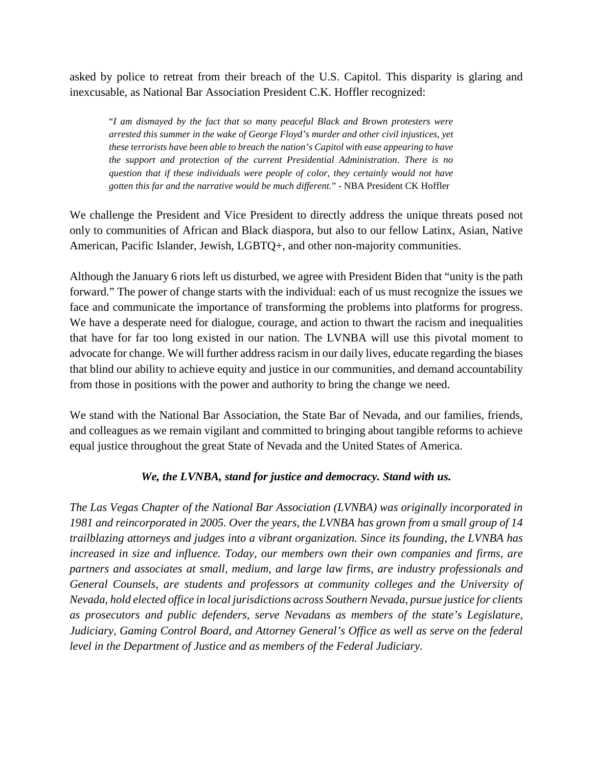asked by police to retreat from their breach of the U.S. Capitol. This disparity is glaring and inexcusable, as National Bar Association President C.K. Hoffler recognized:

> "*I am dismayed by the fact that so many peaceful Black and Brown protesters were arrested this summer in the wake of George Floyd's murder and other civil injustices, yet these terrorists have been able to breach the nation's Capitol with ease appearing to have the support and protection of the current Presidential Administration. There is no question that if these individuals were people of color, they certainly would not have gotten this far and the narrative would be much different.*" - NBA President CK Hoffler

We challenge the President and Vice President to directly address the unique threats posed not only to communities of African and Black diaspora, but also to our fellow Latinx, Asian, Native American, Pacific Islander, Jewish, LGBTQ+, and other non-majority communities.

Although the January 6 riots left us disturbed, we agree with President Biden that "unity is the path forward." The power of change starts with the individual: each of us must recognize the issues we face and communicate the importance of transforming the problems into platforms for progress. We have a desperate need for dialogue, courage, and action to thwart the racism and inequalities that have for far too long existed in our nation. The LVNBA will use this pivotal moment to advocate for change. We will further address racism in our daily lives, educate regarding the biases that blind our ability to achieve equity and justice in our communities, and demand accountability from those in positions with the power and authority to bring the change we need.

We stand with the National Bar Association, the State Bar of Nevada, and our families, friends, and colleagues as we remain vigilant and committed to bringing about tangible reforms to achieve equal justice throughout the great State of Nevada and the United States of America.

***We, the LVNBA, stand for justice and democracy. Stand with us.***

*The Las Vegas Chapter of the National Bar Association (LVNBA) was originally incorporated in 1981 and reincorporated in 2005. Over the years, the LVNBA has grown from a small group of 14 trailblazing attorneys and judges into a vibrant organization. Since its founding, the LVNBA has increased in size and influence. Today, our members own their own companies and firms, are partners and associates at small, medium, and large law firms, are industry professionals and General Counsels, are students and professors at community colleges and the University of Nevada, hold elected office in local jurisdictions across Southern Nevada, pursue justice for clients as prosecutors and public defenders, serve Nevadans as members of the state's Legislature, Judiciary, Gaming Control Board, and Attorney General's Office as well as serve on the federal level in the Department of Justice and as members of the Federal Judiciary.*